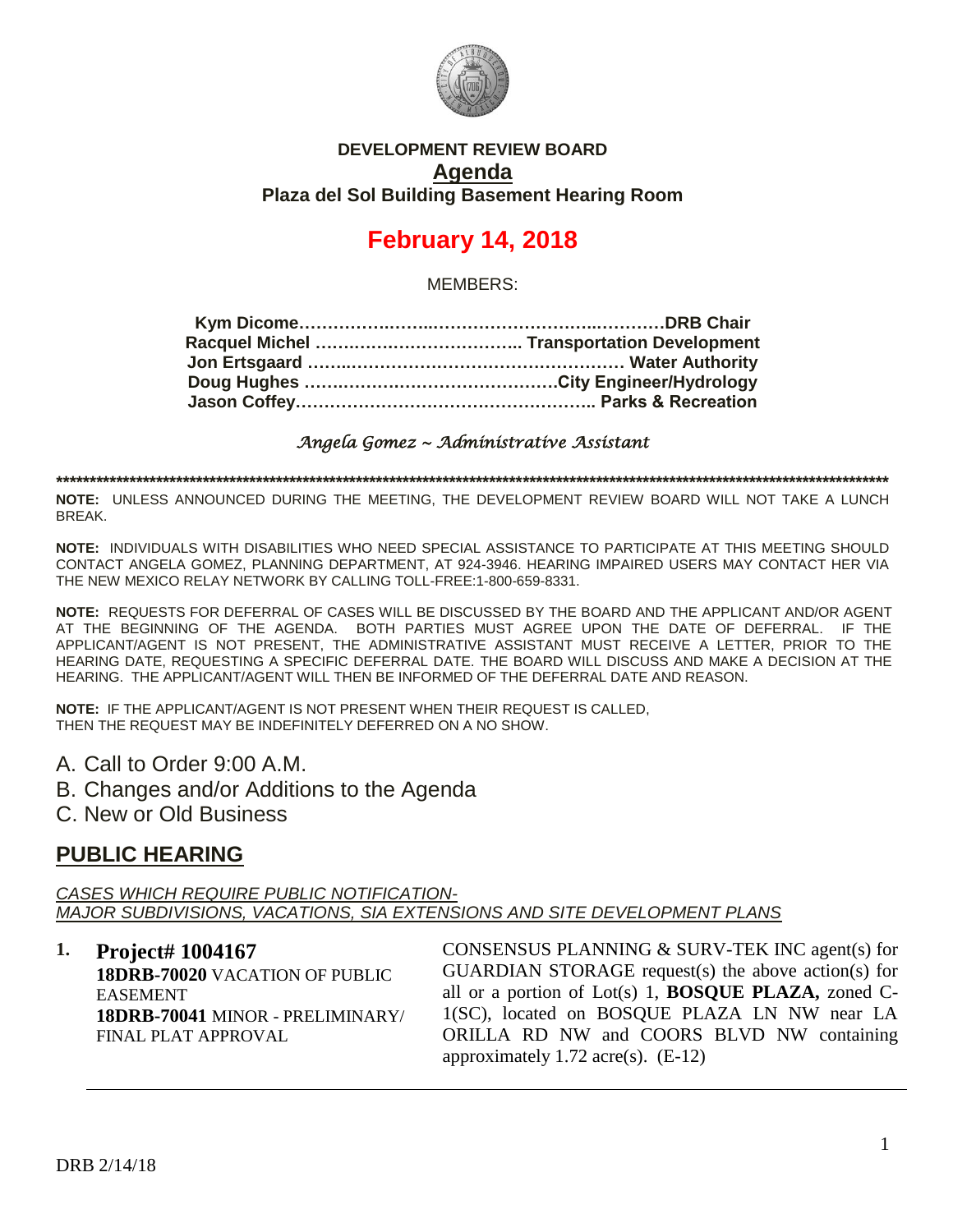**DEVELOPMENT REVIEW BOARD**

**Agenda**

**Plaza del Sol Building Basement Hearing Room**

# February 14, 2018

MEMBERS:

**Kym Dicome……………………………………………………DRB Chair**
**Racquel Michel ……………………………….. Transportation Development**
**Jon Ertsgaard ………………………………………………… Water Authority**
**Doug Hughes ………………………………………City Engineer/Hydrology**
**Jason Coffey……………………………………………….. Parks & Recreation**

*Angela Gomez ~ Administrative Assistant*

**************************************************************************************************************************************

**NOTE:** UNLESS ANNOUNCED DURING THE MEETING, THE DEVELOPMENT REVIEW BOARD WILL NOT TAKE A LUNCH BREAK.

**NOTE:** INDIVIDUALS WITH DISABILITIES WHO NEED SPECIAL ASSISTANCE TO PARTICIPATE AT THIS MEETING SHOULD CONTACT ANGELA GOMEZ, PLANNING DEPARTMENT, AT 924-3946. HEARING IMPAIRED USERS MAY CONTACT HER VIA THE NEW MEXICO RELAY NETWORK BY CALLING TOLL-FREE:1-800-659-8331.

**NOTE:** REQUESTS FOR DEFERRAL OF CASES WILL BE DISCUSSED BY THE BOARD AND THE APPLICANT AND/OR AGENT AT THE BEGINNING OF THE AGENDA. BOTH PARTIES MUST AGREE UPON THE DATE OF DEFERRAL. IF THE APPLICANT/AGENT IS NOT PRESENT, THE ADMINISTRATIVE ASSISTANT MUST RECEIVE A LETTER, PRIOR TO THE HEARING DATE, REQUESTING A SPECIFIC DEFERRAL DATE. THE BOARD WILL DISCUSS AND MAKE A DECISION AT THE HEARING. THE APPLICANT/AGENT WILL THEN BE INFORMED OF THE DEFERRAL DATE AND REASON.

**NOTE:** IF THE APPLICANT/AGENT IS NOT PRESENT WHEN THEIR REQUEST IS CALLED, THEN THE REQUEST MAY BE INDEFINITELY DEFERRED ON A NO SHOW.

A. Call to Order 9:00 A.M.
B. Changes and/or Additions to the Agenda
C. New or Old Business

## PUBLIC HEARING

*CASES WHICH REQUIRE PUBLIC NOTIFICATION-*
*MAJOR SUBDIVISIONS, VACATIONS, SIA EXTENSIONS AND SITE DEVELOPMENT PLANS*

**1. Project# 1004167**
**18DRB-70020** VACATION OF PUBLIC EASEMENT
**18DRB-70041** MINOR - PRELIMINARY/ FINAL PLAT APPROVAL

CONSENSUS PLANNING & SURV-TEK INC agent(s) for GUARDIAN STORAGE request(s) the above action(s) for all or a portion of Lot(s) 1, **BOSQUE PLAZA,** zoned C-1(SC), located on BOSQUE PLAZA LN NW near LA ORILLA RD NW and COORS BLVD NW containing approximately 1.72 acre(s). (E-12)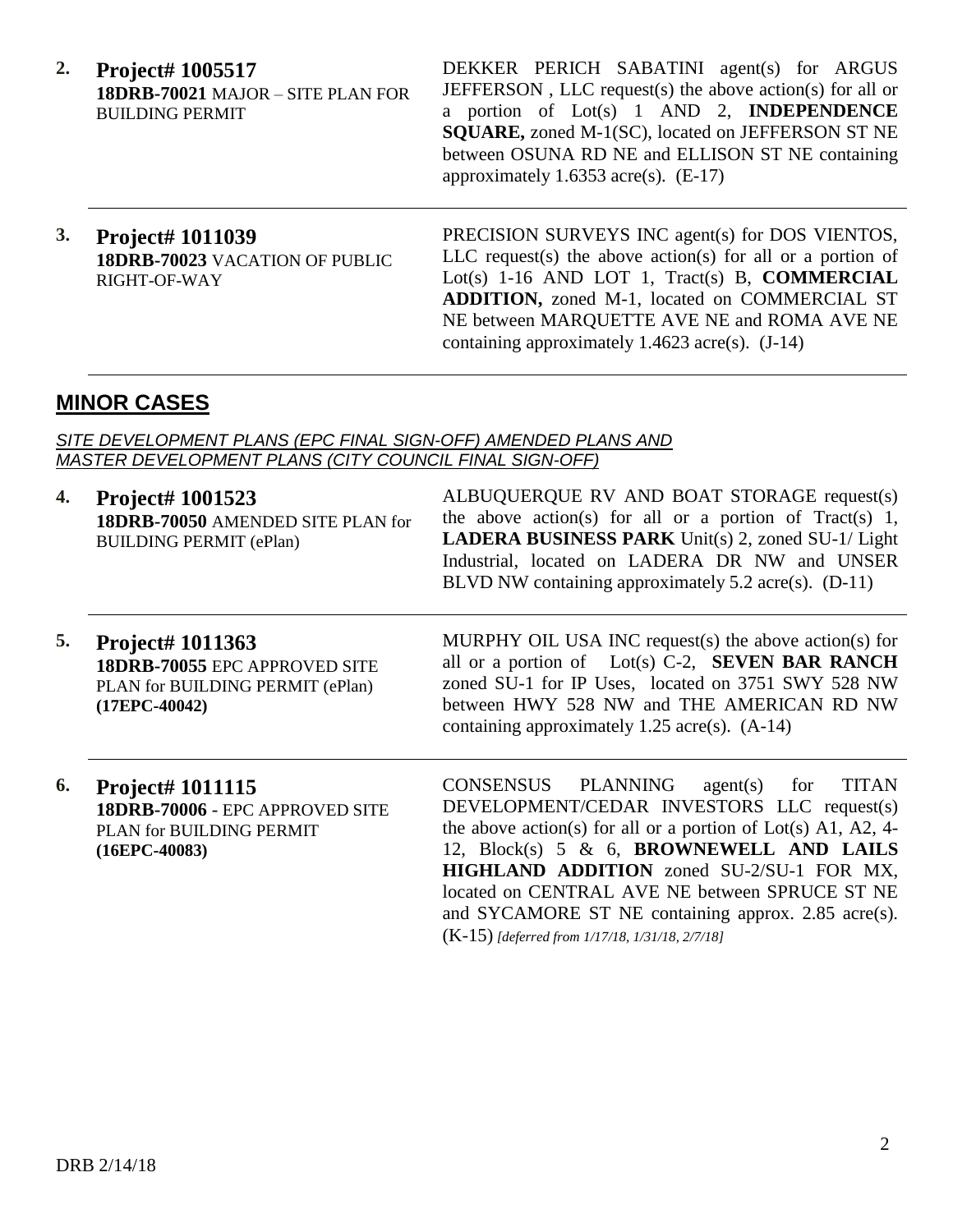**2.** **Project# 1005517**
**18DRB-70021** MAJOR – SITE PLAN FOR BUILDING PERMIT

DEKKER PERICH SABATINI agent(s) for ARGUS JEFFERSON , LLC request(s) the above action(s) for all or a portion of Lot(s) 1 AND 2, **INDEPENDENCE SQUARE,** zoned M-1(SC), located on JEFFERSON ST NE between OSUNA RD NE and ELLISON ST NE containing approximately 1.6353 acre(s). (E-17)

---

**3.** **Project# 1011039**
**18DRB-70023** VACATION OF PUBLIC RIGHT-OF-WAY

PRECISION SURVEYS INC agent(s) for DOS VIENTOS, LLC request(s) the above action(s) for all or a portion of Lot(s) 1-16 AND LOT 1, Tract(s) B, **COMMERCIAL ADDITION,** zoned M-1, located on COMMERCIAL ST NE between MARQUETTE AVE NE and ROMA AVE NE containing approximately 1.4623 acre(s). (J-14)

---

## MINOR CASES

*SITE DEVELOPMENT PLANS (EPC FINAL SIGN-OFF) AMENDED PLANS AND MASTER DEVELOPMENT PLANS (CITY COUNCIL FINAL SIGN-OFF)*

**4.** **Project# 1001523**
**18DRB-70050** AMENDED SITE PLAN for BUILDING PERMIT (ePlan)

ALBUQUERQUE RV AND BOAT STORAGE request(s) the above action(s) for all or a portion of Tract(s) 1, **LADERA BUSINESS PARK** Unit(s) 2, zoned SU-1/ Light Industrial, located on LADERA DR NW and UNSER BLVD NW containing approximately 5.2 acre(s). (D-11)

---

**5.** **Project# 1011363**
**18DRB-70055** EPC APPROVED SITE PLAN for BUILDING PERMIT (ePlan)
**(17EPC-40042)**

MURPHY OIL USA INC request(s) the above action(s) for all or a portion of Lot(s) C-2, **SEVEN BAR RANCH** zoned SU-1 for IP Uses, located on 3751 SWY 528 NW between HWY 528 NW and THE AMERICAN RD NW containing approximately 1.25 acre(s). (A-14)

---

**6.** **Project# 1011115**
**18DRB-70006** - EPC APPROVED SITE PLAN for BUILDING PERMIT
**(16EPC-40083)**

CONSENSUS PLANNING agent(s) for TITAN DEVELOPMENT/CEDAR INVESTORS LLC request(s) the above action(s) for all or a portion of Lot(s) A1, A2, 4-12, Block(s) 5 & 6, **BROWNEWELL AND LAILS HIGHLAND ADDITION** zoned SU-2/SU-1 FOR MX, located on CENTRAL AVE NE between SPRUCE ST NE and SYCAMORE ST NE containing approx. 2.85 acre(s). (K-15) *[deferred from 1/17/18, 1/31/18, 2/7/18]*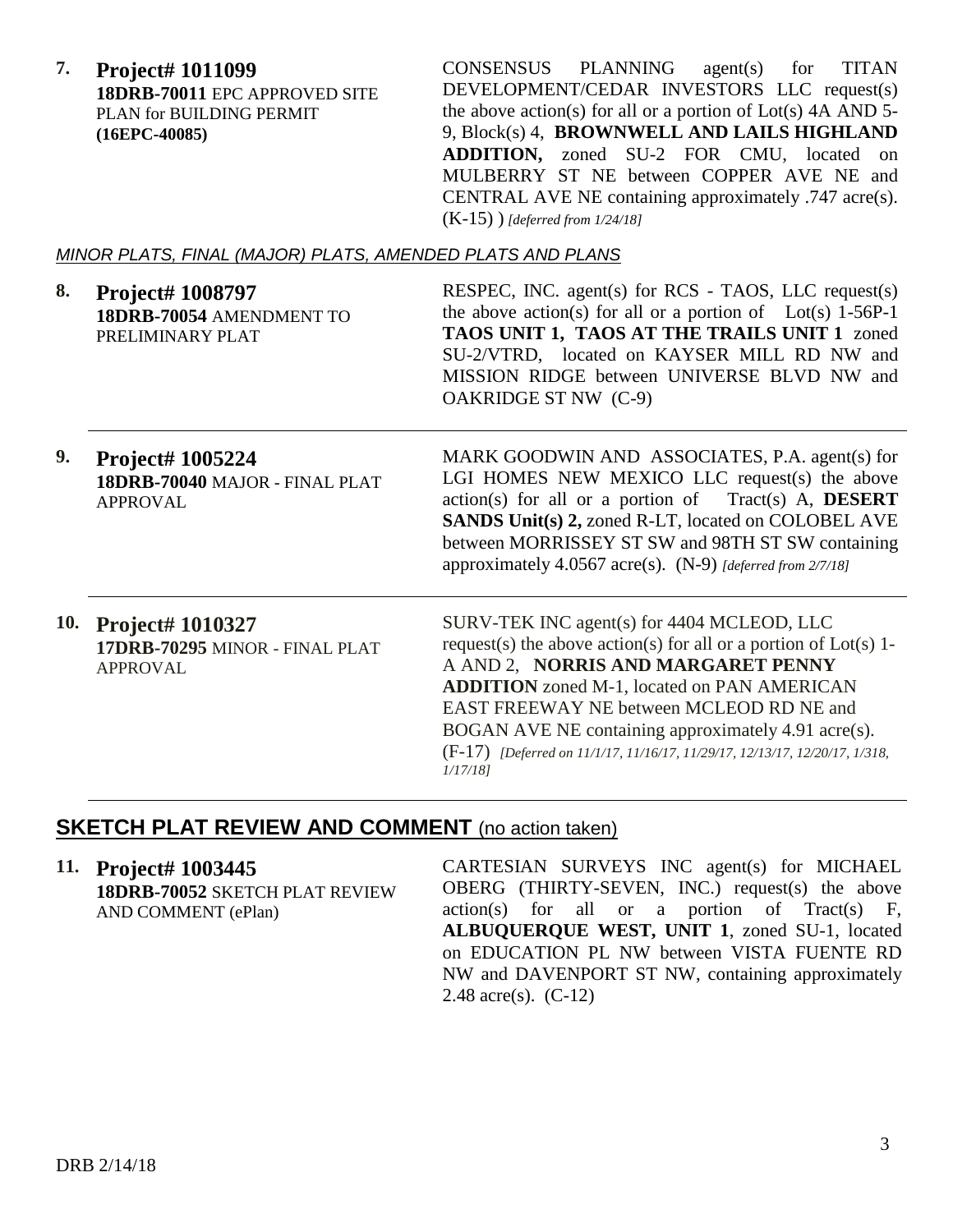7. **Project# 1011099**
**18DRB-70011** EPC APPROVED SITE PLAN for BUILDING PERMIT **(16EPC-40085)**

CONSENSUS PLANNING agent(s) for TITAN DEVELOPMENT/CEDAR INVESTORS LLC request(s) the above action(s) for all or a portion of Lot(s) 4A AND 5-9, Block(s) 4, **BROWNWELL AND LAILS HIGHLAND ADDITION,** zoned SU-2 FOR CMU, located on MULBERRY ST NE between COPPER AVE NE and CENTRAL AVE NE containing approximately .747 acre(s). (K-15) ) *[deferred from 1/24/18]*

*MINOR PLATS, FINAL (MAJOR) PLATS, AMENDED PLATS AND PLANS*

8. **Project# 1008797**
**18DRB-70054** AMENDMENT TO PRELIMINARY PLAT

RESPEC, INC. agent(s) for RCS - TAOS, LLC request(s) the above action(s) for all or a portion of Lot(s) 1-56P-1 **TAOS UNIT 1, TAOS AT THE TRAILS UNIT 1** zoned SU-2/VTRD, located on KAYSER MILL RD NW and MISSION RIDGE between UNIVERSE BLVD NW and OAKRIDGE ST NW (C-9)

---

9. **Project# 1005224**
**18DRB-70040** MAJOR - FINAL PLAT APPROVAL

MARK GOODWIN AND ASSOCIATES, P.A. agent(s) for LGI HOMES NEW MEXICO LLC request(s) the above action(s) for all or a portion of Tract(s) A, **DESERT SANDS Unit(s) 2,** zoned R-LT, located on COLOBEL AVE between MORRISSEY ST SW and 98TH ST SW containing approximately 4.0567 acre(s). (N-9) *[deferred from 2/7/18]*

---

10. **Project# 1010327**
**17DRB-70295** MINOR - FINAL PLAT APPROVAL

SURV-TEK INC agent(s) for 4404 MCLEOD, LLC request(s) the above action(s) for all or a portion of Lot(s) 1-A AND 2, **NORRIS AND MARGARET PENNY ADDITION** zoned M-1, located on PAN AMERICAN EAST FREEWAY NE between MCLEOD RD NE and BOGAN AVE NE containing approximately 4.91 acre(s). (F-17) *[Deferred on 11/1/17, 11/16/17, 11/29/17, 12/13/17, 12/20/17, 1/318, 1/17/18]*

---

## SKETCH PLAT REVIEW AND COMMENT (no action taken)

11. **Project# 1003445**
**18DRB-70052** SKETCH PLAT REVIEW AND COMMENT (ePlan)

CARTESIAN SURVEYS INC agent(s) for MICHAEL OBERG (THIRTY-SEVEN, INC.) request(s) the above action(s) for all or a portion of Tract(s) F, **ALBUQUERQUE WEST, UNIT 1**, zoned SU-1, located on EDUCATION PL NW between VISTA FUENTE RD NW and DAVENPORT ST NW, containing approximately 2.48 acre(s). (C-12)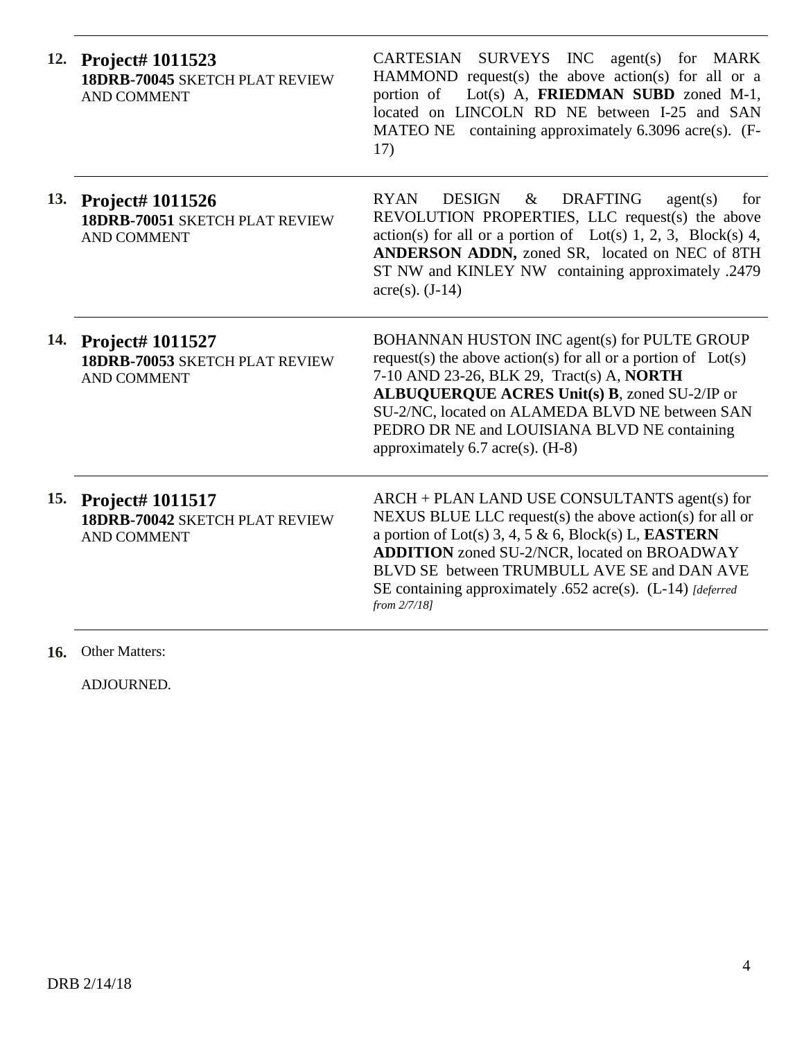**12. Project# 1011523**
**18DRB-70045** SKETCH PLAT REVIEW AND COMMENT

CARTESIAN SURVEYS INC agent(s) for MARK HAMMOND request(s) the above action(s) for all or a portion of Lot(s) A, **FRIEDMAN SUBD** zoned M-1, located on LINCOLN RD NE between I-25 and SAN MATEO NE containing approximately 6.3096 acre(s). (F-17)

---

**13. Project# 1011526**
**18DRB-70051** SKETCH PLAT REVIEW AND COMMENT

RYAN DESIGN & DRAFTING agent(s) for REVOLUTION PROPERTIES, LLC request(s) the above action(s) for all or a portion of Lot(s) 1, 2, 3, Block(s) 4, **ANDERSON ADDN,** zoned SR, located on NEC of 8TH ST NW and KINLEY NW containing approximately .2479 acre(s). (J-14)

---

**14. Project# 1011527**
**18DRB-70053** SKETCH PLAT REVIEW AND COMMENT

BOHANNAN HUSTON INC agent(s) for PULTE GROUP request(s) the above action(s) for all or a portion of Lot(s) 7-10 AND 23-26, BLK 29, Tract(s) A, **NORTH ALBUQUERQUE ACRES Unit(s) B**, zoned SU-2/IP or SU-2/NC, located on ALAMEDA BLVD NE between SAN PEDRO DR NE and LOUISIANA BLVD NE containing approximately 6.7 acre(s). (H-8)

---

**15. Project# 1011517**
**18DRB-70042** SKETCH PLAT REVIEW AND COMMENT

ARCH + PLAN LAND USE CONSULTANTS agent(s) for NEXUS BLUE LLC request(s) the above action(s) for all or a portion of Lot(s) 3, 4, 5 & 6, Block(s) L, **EASTERN ADDITION** zoned SU-2/NCR, located on BROADWAY BLVD SE between TRUMBULL AVE SE and DAN AVE SE containing approximately .652 acre(s). (L-14) *[deferred from 2/7/18]*

---

**16.** Other Matters:

ADJOURNED.